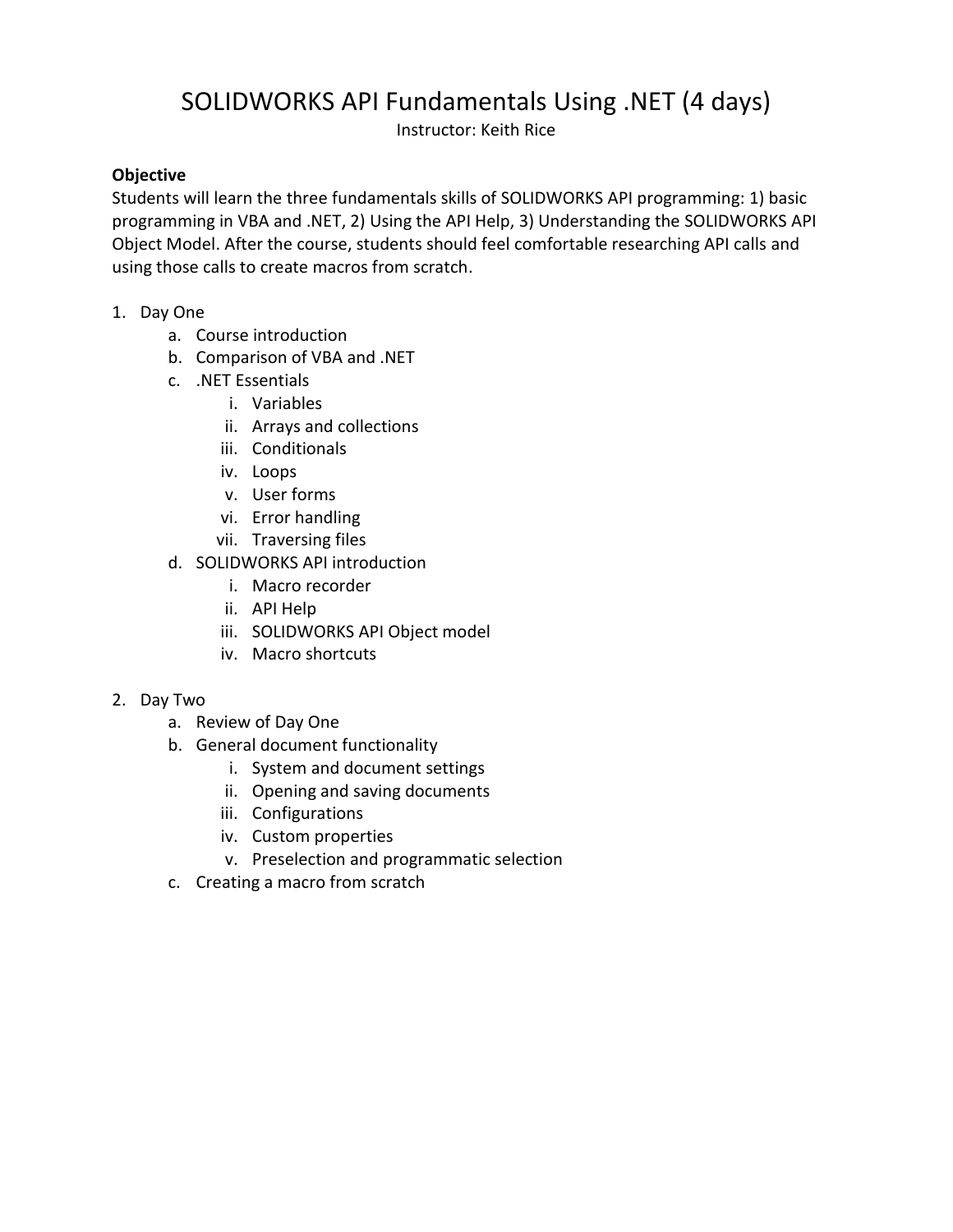# SOLIDWORKS API Fundamentals Using .NET (4 days)

Instructor: Keith Rice

**Objective**

Students will learn the three fundamentals skills of SOLIDWORKS API programming: 1) basic programming in VBA and .NET, 2) Using the API Help, 3) Understanding the SOLIDWORKS API Object Model. After the course, students should feel comfortable researching API calls and using those calls to create macros from scratch.

1. Day One
    a. Course introduction
    b. Comparison of VBA and .NET
    c. .NET Essentials
        i. Variables
        ii. Arrays and collections
        iii. Conditionals
        iv. Loops
        v. User forms
        vi. Error handling
        vii. Traversing files
    d. SOLIDWORKS API introduction
        i. Macro recorder
        ii. API Help
        iii. SOLIDWORKS API Object model
        iv. Macro shortcuts

2. Day Two
    a. Review of Day One
    b. General document functionality
        i. System and document settings
        ii. Opening and saving documents
        iii. Configurations
        iv. Custom properties
        v. Preselection and programmatic selection
    c. Creating a macro from scratch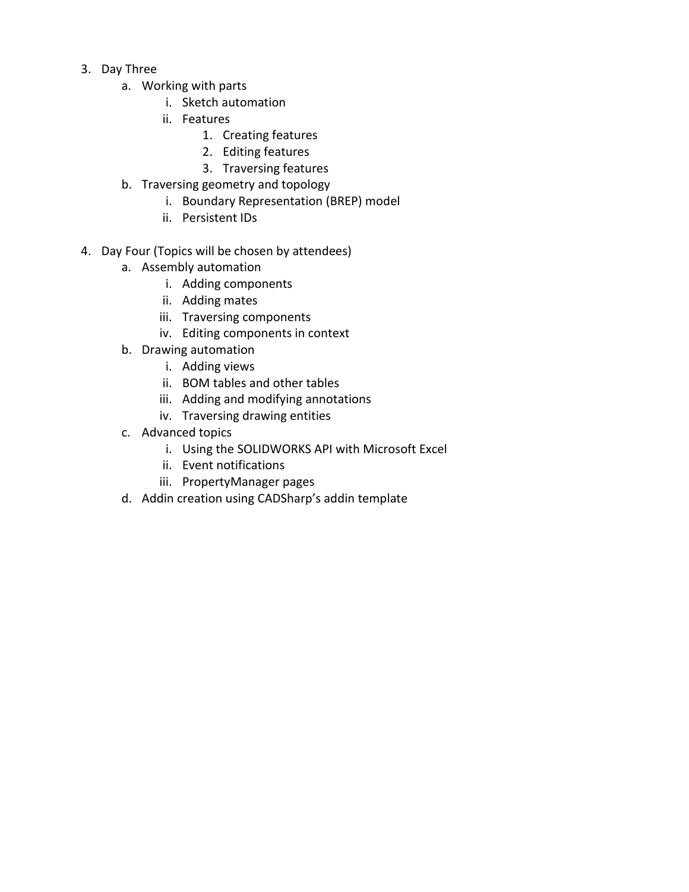3. Day Three
    a. Working with parts
        i. Sketch automation
        ii. Features
            1. Creating features
            2. Editing features
            3. Traversing features
    b. Traversing geometry and topology
        i. Boundary Representation (BREP) model
        ii. Persistent IDs

4. Day Four (Topics will be chosen by attendees)
    a. Assembly automation
        i. Adding components
        ii. Adding mates
        iii. Traversing components
        iv. Editing components in context
    b. Drawing automation
        i. Adding views
        ii. BOM tables and other tables
        iii. Adding and modifying annotations
        iv. Traversing drawing entities
    c. Advanced topics
        i. Using the SOLIDWORKS API with Microsoft Excel
        ii. Event notifications
        iii. PropertyManager pages
    d. Addin creation using CADSharp's addin template